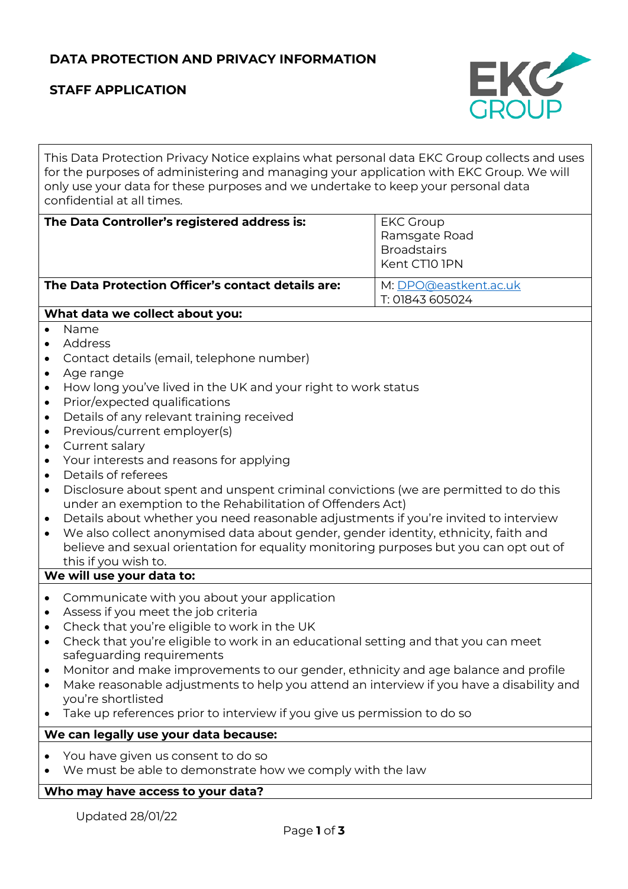# DATA PROTECTION AND PRIVACY INFORMATION

## STAFF APPLICATION

This Data Protection Privacy Notice explains what personal data EKC Group collects and uses for the purposes of administering and managing your application with EKC Group. We will only use your data for these purposes and we undertake to keep your personal data confidential at all times.

| **The Data Controller's registered address is:** | EKC Group<br>Ramsgate Road<br>Broadstairs<br>Kent CT10 1PN |
|---|---|
| **The Data Protection Officer's contact details are:** | M: DPO@eastkent.ac.uk<br>T: 01843 605024 |

**What data we collect about you:**

- Name
- Address
- Contact details (email, telephone number)
- Age range
- How long you've lived in the UK and your right to work status
- Prior/expected qualifications
- Details of any relevant training received
- Previous/current employer(s)
- Current salary
- Your interests and reasons for applying
- Details of referees
- Disclosure about spent and unspent criminal convictions (we are permitted to do this under an exemption to the Rehabilitation of Offenders Act)
- Details about whether you need reasonable adjustments if you're invited to interview
- We also collect anonymised data about gender, gender identity, ethnicity, faith and believe and sexual orientation for equality monitoring purposes but you can opt out of this if you wish to.

**We will use your data to:**

- Communicate with you about your application
- Assess if you meet the job criteria
- Check that you're eligible to work in the UK
- Check that you're eligible to work in an educational setting and that you can meet safeguarding requirements
- Monitor and make improvements to our gender, ethnicity and age balance and profile
- Make reasonable adjustments to help you attend an interview if you have a disability and you're shortlisted
- Take up references prior to interview if you give us permission to do so

**We can legally use your data because:**

- You have given us consent to do so
- We must be able to demonstrate how we comply with the law

**Who may have access to your data?**

Updated 28/01/22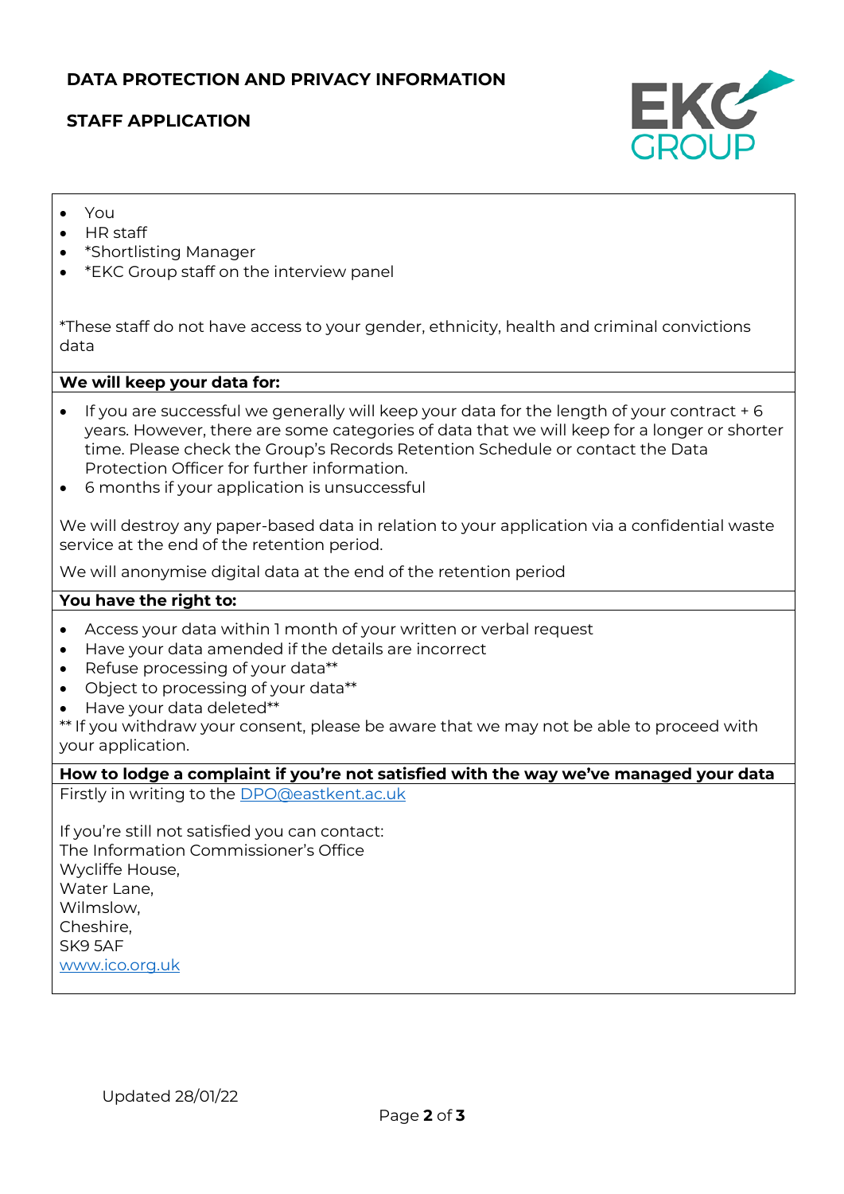**DATA PROTECTION AND PRIVACY INFORMATION**

**STAFF APPLICATION**

- You
- HR staff
- *Shortlisting Manager
- *EKC Group staff on the interview panel

*These staff do not have access to your gender, ethnicity, health and criminal convictions data

**We will keep your data for:**

- If you are successful we generally will keep your data for the length of your contract + 6 years. However, there are some categories of data that we will keep for a longer or shorter time. Please check the Group's Records Retention Schedule or contact the Data Protection Officer for further information.
- 6 months if your application is unsuccessful

We will destroy any paper-based data in relation to your application via a confidential waste service at the end of the retention period.

We will anonymise digital data at the end of the retention period

**You have the right to:**

- Access your data within 1 month of your written or verbal request
- Have your data amended if the details are incorrect
- Refuse processing of your data**
- Object to processing of your data**
- Have your data deleted**

** If you withdraw your consent, please be aware that we may not be able to proceed with your application.

**How to lodge a complaint if you're not satisfied with the way we've managed your data**

Firstly in writing to the DPO@eastkent.ac.uk

If you're still not satisfied you can contact:
The Information Commissioner's Office
Wycliffe House,
Water Lane,
Wilmslow,
Cheshire,
SK9 5AF
www.ico.org.uk

Updated 28/01/22